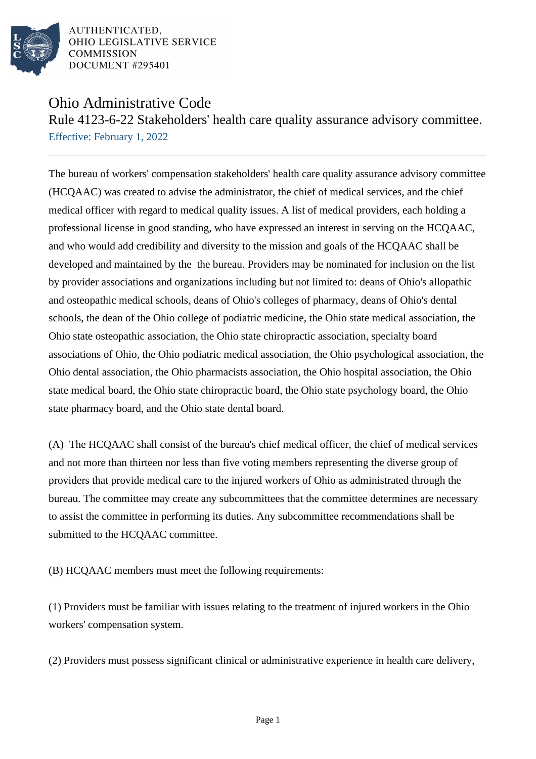AUTHENTICATED,
OHIO LEGISLATIVE SERVICE
COMMISSION
DOCUMENT #295401

# Ohio Administrative Code

## Rule 4123-6-22 Stakeholders' health care quality assurance advisory committee.

Effective: February 1, 2022

The bureau of workers' compensation stakeholders' health care quality assurance advisory committee (HCQAAC) was created to advise the administrator, the chief of medical services, and the chief medical officer with regard to medical quality issues. A list of medical providers, each holding a professional license in good standing, who have expressed an interest in serving on the HCQAAC, and who would add credibility and diversity to the mission and goals of the HCQAAC shall be developed and maintained by the the bureau. Providers may be nominated for inclusion on the list by provider associations and organizations including but not limited to: deans of Ohio's allopathic and osteopathic medical schools, deans of Ohio's colleges of pharmacy, deans of Ohio's dental schools, the dean of the Ohio college of podiatric medicine, the Ohio state medical association, the Ohio state osteopathic association, the Ohio state chiropractic association, specialty board associations of Ohio, the Ohio podiatric medical association, the Ohio psychological association, the Ohio dental association, the Ohio pharmacists association, the Ohio hospital association, the Ohio state medical board, the Ohio state chiropractic board, the Ohio state psychology board, the Ohio state pharmacy board, and the Ohio state dental board.

(A) The HCQAAC shall consist of the bureau's chief medical officer, the chief of medical services and not more than thirteen nor less than five voting members representing the diverse group of providers that provide medical care to the injured workers of Ohio as administrated through the bureau. The committee may create any subcommittees that the committee determines are necessary to assist the committee in performing its duties. Any subcommittee recommendations shall be submitted to the HCQAAC committee.

(B) HCQAAC members must meet the following requirements:

(1) Providers must be familiar with issues relating to the treatment of injured workers in the Ohio workers' compensation system.

(2) Providers must possess significant clinical or administrative experience in health care delivery,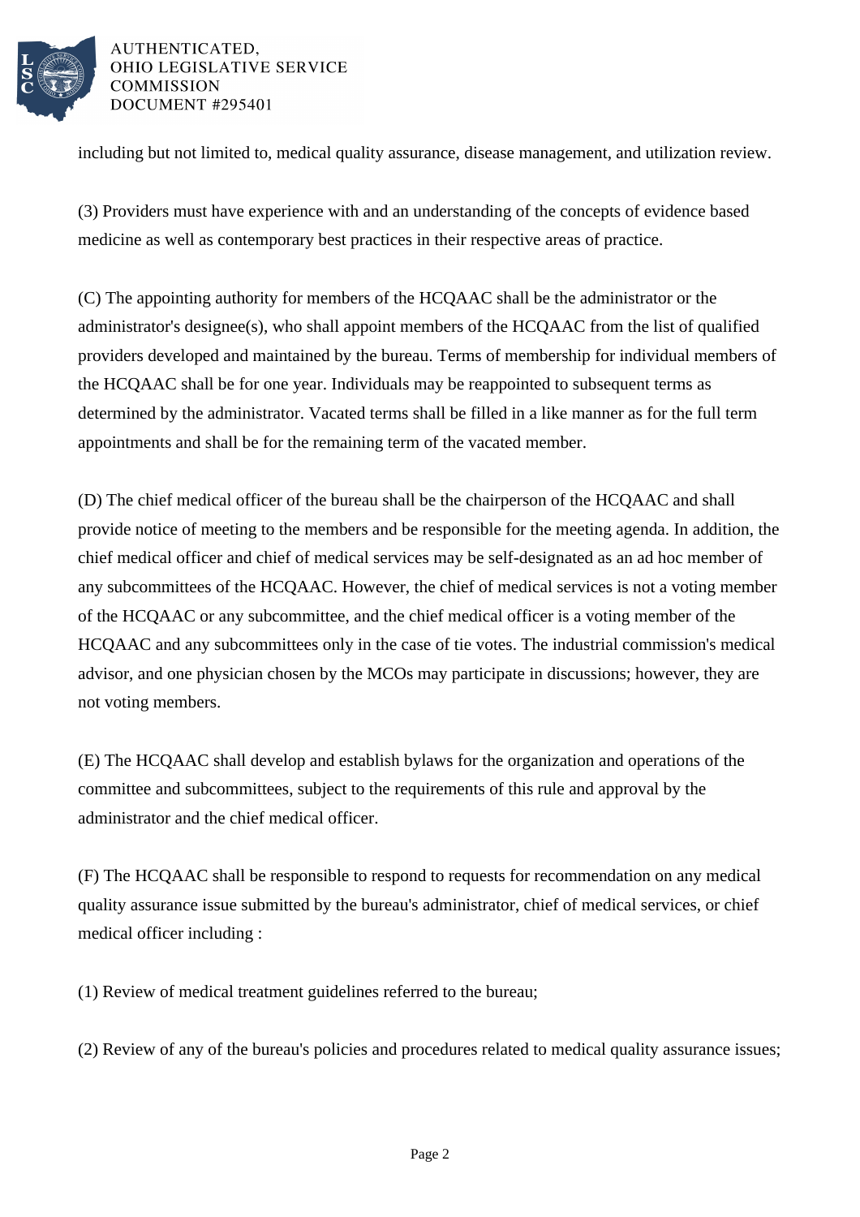including but not limited to, medical quality assurance, disease management, and utilization review.

(3) Providers must have experience with and an understanding of the concepts of evidence based medicine as well as contemporary best practices in their respective areas of practice.

(C) The appointing authority for members of the HCQAAC shall be the administrator or the administrator's designee(s), who shall appoint members of the HCQAAC from the list of qualified providers developed and maintained by the bureau. Terms of membership for individual members of the HCQAAC shall be for one year. Individuals may be reappointed to subsequent terms as determined by the administrator. Vacated terms shall be filled in a like manner as for the full term appointments and shall be for the remaining term of the vacated member.

(D) The chief medical officer of the bureau shall be the chairperson of the HCQAAC and shall provide notice of meeting to the members and be responsible for the meeting agenda. In addition, the chief medical officer and chief of medical services may be self-designated as an ad hoc member of any subcommittees of the HCQAAC. However, the chief of medical services is not a voting member of the HCQAAC or any subcommittee, and the chief medical officer is a voting member of the HCQAAC and any subcommittees only in the case of tie votes. The industrial commission's medical advisor, and one physician chosen by the MCOs may participate in discussions; however, they are not voting members.

(E) The HCQAAC shall develop and establish bylaws for the organization and operations of the committee and subcommittees, subject to the requirements of this rule and approval by the administrator and the chief medical officer.

(F) The HCQAAC shall be responsible to respond to requests for recommendation on any medical quality assurance issue submitted by the bureau's administrator, chief of medical services, or chief medical officer including :

(1) Review of medical treatment guidelines referred to the bureau;

(2) Review of any of the bureau's policies and procedures related to medical quality assurance issues;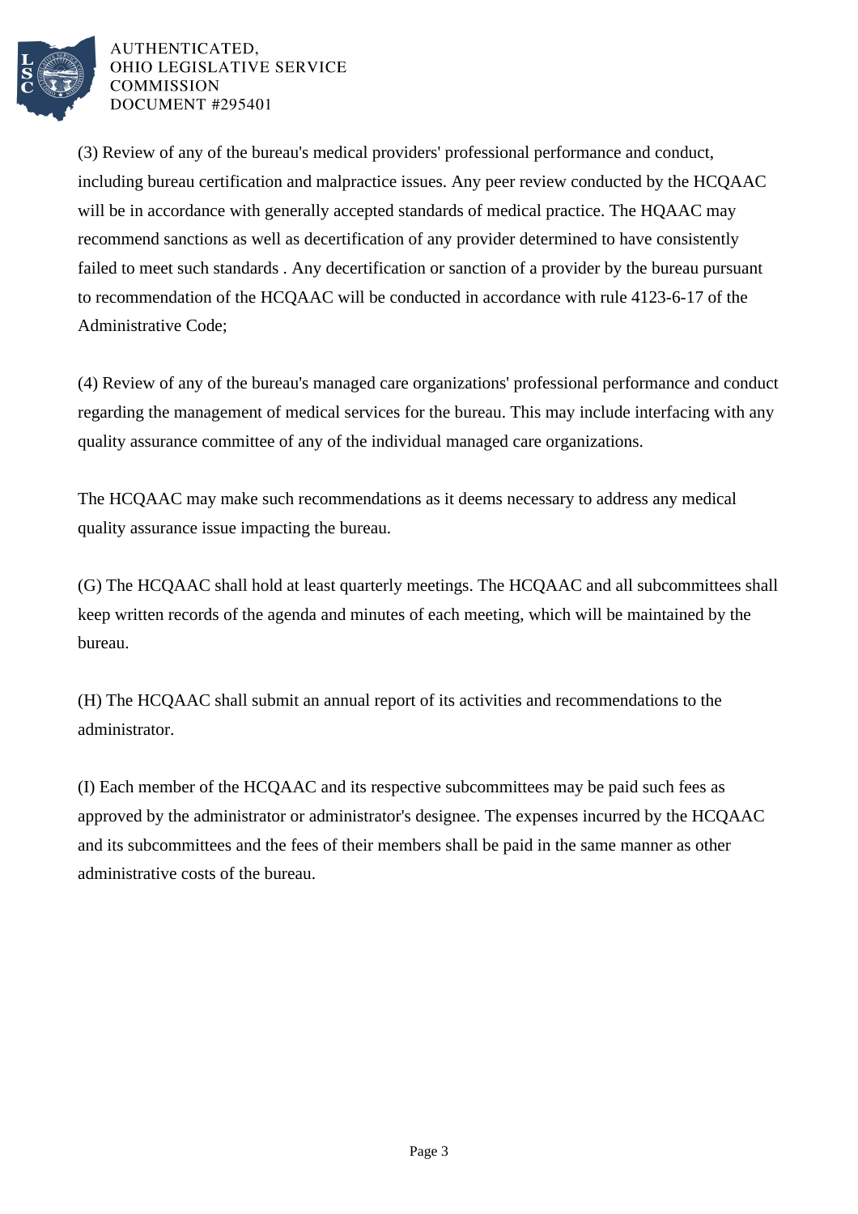(3) Review of any of the bureau's medical providers' professional performance and conduct, including bureau certification and malpractice issues. Any peer review conducted by the HCQAAC will be in accordance with generally accepted standards of medical practice. The HQAAC may recommend sanctions as well as decertification of any provider determined to have consistently failed to meet such standards . Any decertification or sanction of a provider by the bureau pursuant to recommendation of the HCQAAC will be conducted in accordance with rule 4123-6-17 of the Administrative Code;

(4) Review of any of the bureau's managed care organizations' professional performance and conduct regarding the management of medical services for the bureau. This may include interfacing with any quality assurance committee of any of the individual managed care organizations.

The HCQAAC may make such recommendations as it deems necessary to address any medical quality assurance issue impacting the bureau.

(G) The HCQAAC shall hold at least quarterly meetings. The HCQAAC and all subcommittees shall keep written records of the agenda and minutes of each meeting, which will be maintained by the bureau.

(H) The HCQAAC shall submit an annual report of its activities and recommendations to the administrator.

(I) Each member of the HCQAAC and its respective subcommittees may be paid such fees as approved by the administrator or administrator's designee. The expenses incurred by the HCQAAC and its subcommittees and the fees of their members shall be paid in the same manner as other administrative costs of the bureau.